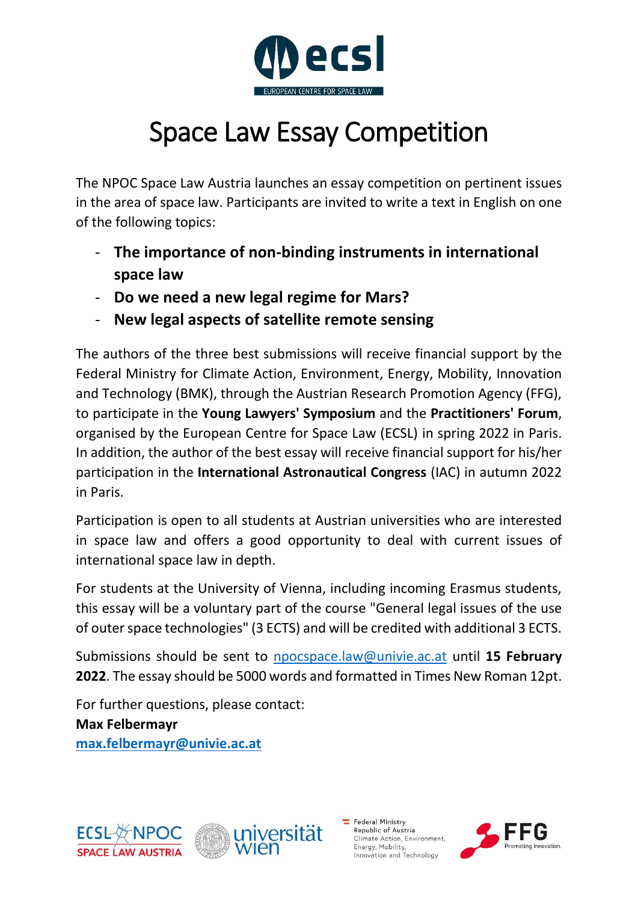# Space Law Essay Competition

The NPOC Space Law Austria launches an essay competition on pertinent issues in the area of space law. Participants are invited to write a text in English on one of the following topics:

- **The importance of non-binding instruments in international space law**
- **Do we need a new legal regime for Mars?**
- **New legal aspects of satellite remote sensing**

The authors of the three best submissions will receive financial support by the Federal Ministry for Climate Action, Environment, Energy, Mobility, Innovation and Technology (BMK), through the Austrian Research Promotion Agency (FFG), to participate in the **Young Lawyers' Symposium** and the **Practitioners' Forum**, organised by the European Centre for Space Law (ECSL) in spring 2022 in Paris. In addition, the author of the best essay will receive financial support for his/her participation in the **International Astronautical Congress** (IAC) in autumn 2022 in Paris.

Participation is open to all students at Austrian universities who are interested in space law and offers a good opportunity to deal with current issues of international space law in depth.

For students at the University of Vienna, including incoming Erasmus students, this essay will be a voluntary part of the course "General legal issues of the use of outer space technologies" (3 ECTS) and will be credited with additional 3 ECTS.

Submissions should be sent to npocspace.law@univie.ac.at until **15 February 2022**. The essay should be 5000 words and formatted in Times New Roman 12pt.

For further questions, please contact:
**Max Felbermayr**
**max.felbermayr@univie.ac.at**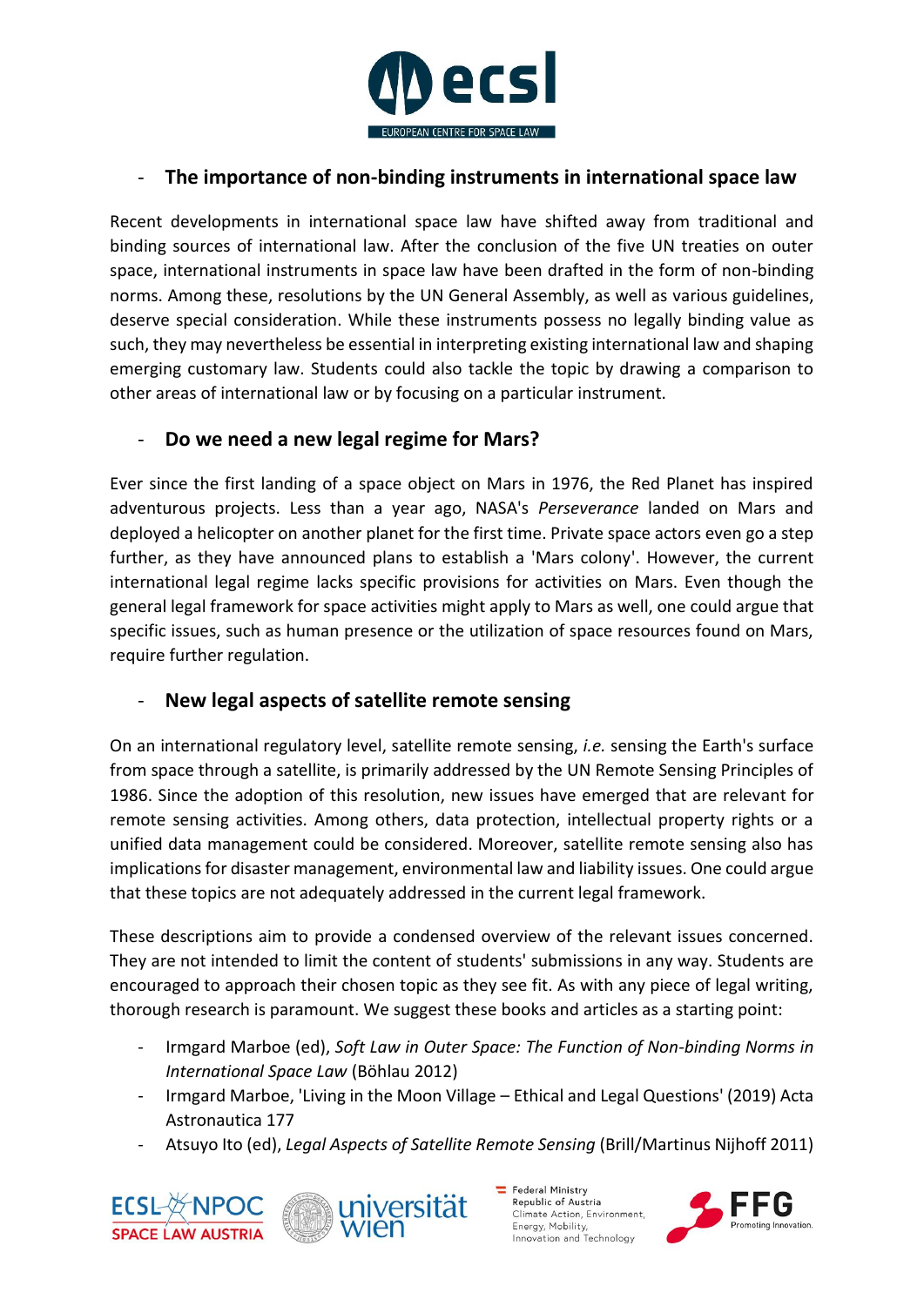- **The importance of non-binding instruments in international space law**

Recent developments in international space law have shifted away from traditional and binding sources of international law. After the conclusion of the five UN treaties on outer space, international instruments in space law have been drafted in the form of non-binding norms. Among these, resolutions by the UN General Assembly, as well as various guidelines, deserve special consideration. While these instruments possess no legally binding value as such, they may nevertheless be essential in interpreting existing international law and shaping emerging customary law. Students could also tackle the topic by drawing a comparison to other areas of international law or by focusing on a particular instrument.

- **Do we need a new legal regime for Mars?**

Ever since the first landing of a space object on Mars in 1976, the Red Planet has inspired adventurous projects. Less than a year ago, NASA's *Perseverance* landed on Mars and deployed a helicopter on another planet for the first time. Private space actors even go a step further, as they have announced plans to establish a 'Mars colony'. However, the current international legal regime lacks specific provisions for activities on Mars. Even though the general legal framework for space activities might apply to Mars as well, one could argue that specific issues, such as human presence or the utilization of space resources found on Mars, require further regulation.

- **New legal aspects of satellite remote sensing**

On an international regulatory level, satellite remote sensing, *i.e.* sensing the Earth's surface from space through a satellite, is primarily addressed by the UN Remote Sensing Principles of 1986. Since the adoption of this resolution, new issues have emerged that are relevant for remote sensing activities. Among others, data protection, intellectual property rights or a unified data management could be considered. Moreover, satellite remote sensing also has implications for disaster management, environmental law and liability issues. One could argue that these topics are not adequately addressed in the current legal framework.

These descriptions aim to provide a condensed overview of the relevant issues concerned. They are not intended to limit the content of students' submissions in any way. Students are encouraged to approach their chosen topic as they see fit. As with any piece of legal writing, thorough research is paramount. We suggest these books and articles as a starting point:

- Irmgard Marboe (ed), *Soft Law in Outer Space: The Function of Non-binding Norms in International Space Law* (Böhlau 2012)
- Irmgard Marboe, 'Living in the Moon Village – Ethical and Legal Questions' (2019) Acta Astronautica 177
- Atsuyo Ito (ed), *Legal Aspects of Satellite Remote Sensing* (Brill/Martinus Nijhoff 2011)